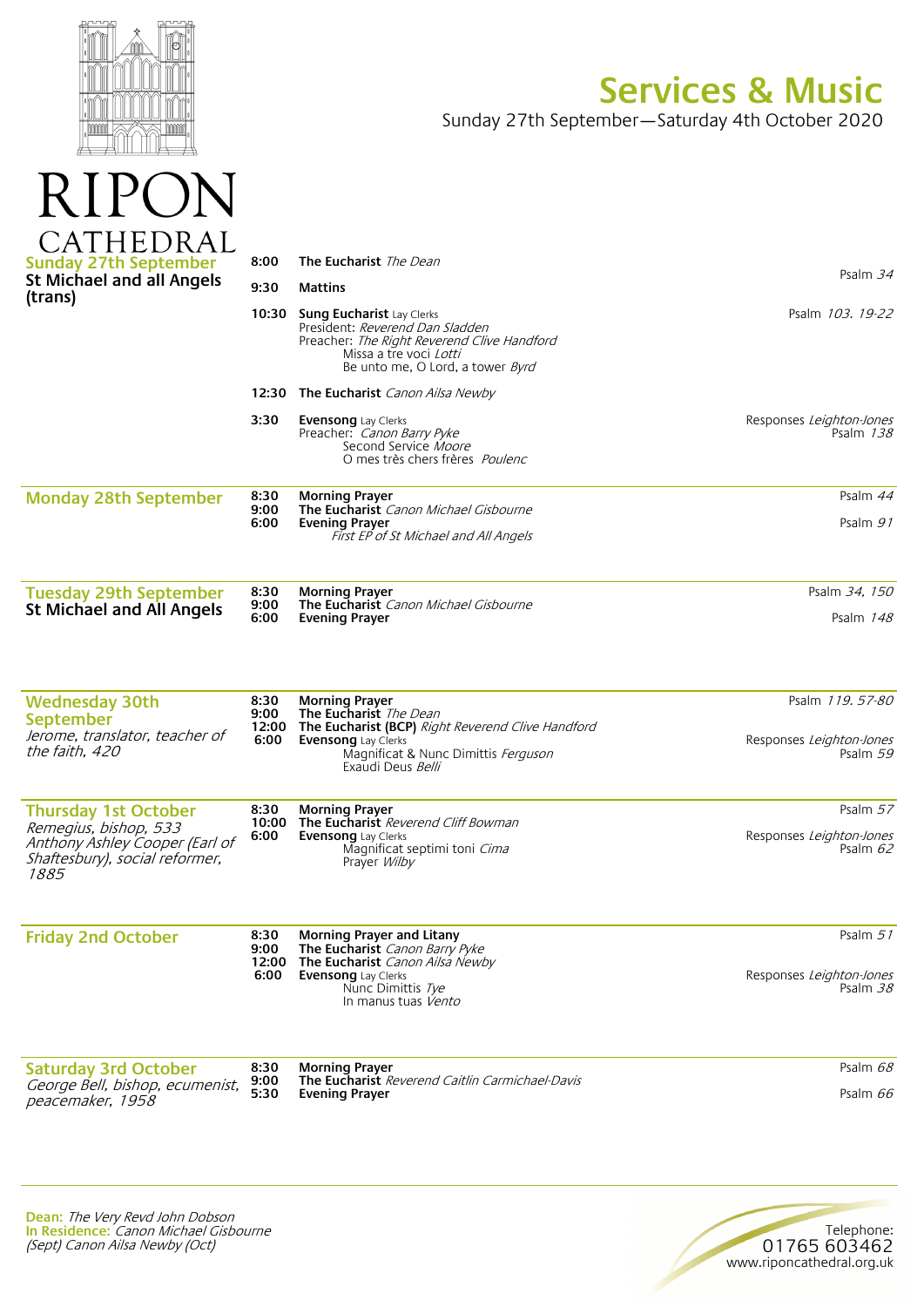# RIPON CATHEDRAL

# Services & Music

Sunday 27th September—Saturday 4th October 2020

## Sunday 27th September
**St Michael and all Angels (trans)**

| Time | Service | Music |
|---|---|---|
| 8:00 | **The Eucharist** *The Dean* | |
| 9:30 | **Mattins** | Psalm *34* |
| 10:30 | **Sung Eucharist** Lay Clerks<br>President: *Reverend Dan Sladden*<br>Preacher: *The Right Reverend Clive Handford*<br>Missa a tre voci *Lotti*<br>Be unto me, O Lord, a tower *Byrd* | Psalm *103. 19-22* |
| 12:30 | **The Eucharist** *Canon Ailsa Newby* | |
| 3:30 | **Evensong** Lay Clerks<br>Preacher: *Canon Barry Pyke*<br>Second Service *Moore*<br>O mes très chers frères *Poulenc* | Responses *Leighton-Jones*<br>Psalm *138* |

## Monday 28th September

| Time | Service | Music |
|---|---|---|
| 8:30 | **Morning Prayer** | Psalm *44* |
| 9:00 | **The Eucharist** *Canon Michael Gisbourne* | |
| 6:00 | **Evening Prayer**<br>*First EP of St Michael and All Angels* | Psalm *91* |

## Tuesday 29th September
**St Michael and All Angels**

| Time | Service | Music |
|---|---|---|
| 8:30 | **Morning Prayer** | Psalm *34, 150* |
| 9:00 | **The Eucharist** *Canon Michael Gisbourne* | |
| 6:00 | **Evening Prayer** | Psalm *148* |

## Wednesday 30th September
*Jerome, translator, teacher of the faith, 420*

| Time | Service | Music |
|---|---|---|
| 8:30 | **Morning Prayer** | Psalm *119. 57-80* |
| 9:00 | **The Eucharist** *The Dean* | |
| 12:00 | **The Eucharist (BCP)** *Right Reverend Clive Handford* | |
| 6:00 | **Evensong** Lay Clerks<br>Magnificat & Nunc Dimittis *Ferguson*<br>Exaudi Deus *Belli* | Responses *Leighton-Jones*<br>Psalm *59* |

## Thursday 1st October
*Remegius, bishop, 533*
*Anthony Ashley Cooper (Earl of Shaftesbury), social reformer, 1885*

| Time | Service | Music |
|---|---|---|
| 8:30 | **Morning Prayer** | Psalm *57* |
| 10:00 | **The Eucharist** *Reverend Cliff Bowman* | |
| 6:00 | **Evensong** Lay Clerks<br>Magnificat septimi toni *Cima*<br>Prayer *Wilby* | Responses *Leighton-Jones*<br>Psalm *62* |

## Friday 2nd October

| Time | Service | Music |
|---|---|---|
| 8:30 | **Morning Prayer and Litany** | Psalm *51* |
| 9:00 | **The Eucharist** *Canon Barry Pyke* | |
| 12:00 | **The Eucharist** *Canon Ailsa Newby* | |
| 6:00 | **Evensong** Lay Clerks<br>Nunc Dimittis *Tye*<br>In manus tuas *Vento* | Responses *Leighton-Jones*<br>Psalm *38* |

## Saturday 3rd October
*George Bell, bishop, ecumenist, peacemaker, 1958*

| Time | Service | Music |
|---|---|---|
| 8:30 | **Morning Prayer** | Psalm *68* |
| 9:00 | **The Eucharist** *Reverend Caitlin Carmichael-Davis* | |
| 5:30 | **Evening Prayer** | Psalm *66* |

**Dean:** *The Very Revd John Dobson*
**In Residence:** *Canon Michael Gisbourne (Sept) Canon Ailsa Newby (Oct)*

Telephone:
01765 603462
www.riponcathedral.org.uk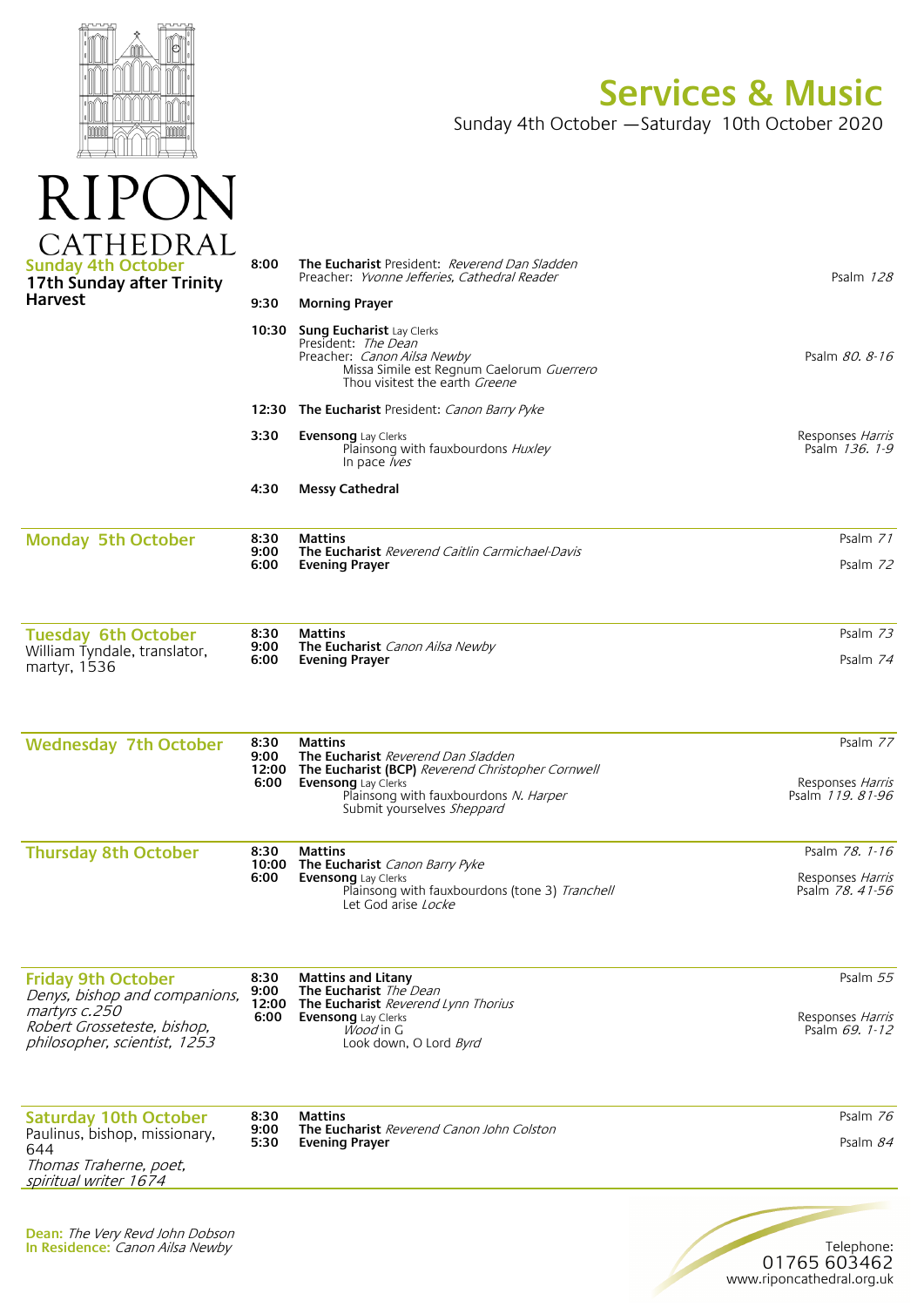# RIPON CATHEDRAL

# Services & Music

Sunday 4th October —Saturday 10th October 2020

## Sunday 4th October
**17th Sunday after Trinity**
**Harvest**

**8:00** **The Eucharist** President: *Reverend Dan Sladden*
Preacher: *Yvonne Jefferies, Cathedral Reader* — Psalm *128*

**9:30** **Morning Prayer**

**10:30** **Sung Eucharist** Lay Clerks
President: *The Dean*
Preacher: *Canon Ailsa Newby* — Psalm *80. 8-16*
Missa Simile est Regnum Caelorum *Guerrero*
Thou visitest the earth *Greene*

**12:30** **The Eucharist** President: *Canon Barry Pyke*

**3:30** **Evensong** Lay Clerks — Responses *Harris*
Plainsong with fauxbourdons *Huxley* — Psalm *136. 1-9*
In pace *Ives*

**4:30** **Messy Cathedral**

## Monday 5th October

**8:30** **Mattins** — Psalm *71*
**9:00** **The Eucharist** *Reverend Caitlin Carmichael-Davis*
**6:00** **Evening Prayer** — Psalm *72*

## Tuesday 6th October
William Tyndale, translator, martyr, 1536

**8:30** **Mattins** — Psalm *73*
**9:00** **The Eucharist** *Canon Ailsa Newby*
**6:00** **Evening Prayer** — Psalm *74*

## Wednesday 7th October

**8:30** **Mattins** — Psalm *77*
**9:00** **The Eucharist** *Reverend Dan Sladden*
**12:00** **The Eucharist (BCP)** *Reverend Christopher Cornwell*
**6:00** **Evensong** Lay Clerks — Responses *Harris*
Plainsong with fauxbourdons *N. Harper* — Psalm *119. 81-96*
Submit yourselves *Sheppard*

## Thursday 8th October

**8:30** **Mattins** — Psalm *78. 1-16*
**10:00** **The Eucharist** *Canon Barry Pyke*
**6:00** **Evensong** Lay Clerks — Responses *Harris*
Plainsong with fauxbourdons (tone 3) *Tranchell* — Psalm *78. 41-56*
Let God arise *Locke*

## Friday 9th October
*Denys, bishop and companions, martyrs c.250*
*Robert Grosseteste, bishop, philosopher, scientist, 1253*

**8:30** **Mattins and Litany** — Psalm *55*
**9:00** **The Eucharist** *The Dean*
**12:00** **The Eucharist** *Reverend Lynn Thorius*
**6:00** **Evensong** Lay Clerks — Responses *Harris*
*Wood* in G — Psalm *69. 1-12*
Look down, O Lord *Byrd*

## Saturday 10th October
Paulinus, bishop, missionary, 644
*Thomas Traherne, poet, spiritual writer 1674*

**8:30** **Mattins** — Psalm *76*
**9:00** **The Eucharist** *Reverend Canon John Colston*
**5:30** **Evening Prayer** — Psalm *84*

**Dean:** *The Very Revd John Dobson*
**In Residence:** *Canon Ailsa Newby*

Telephone:
01765 603462
www.riponcathedral.org.uk